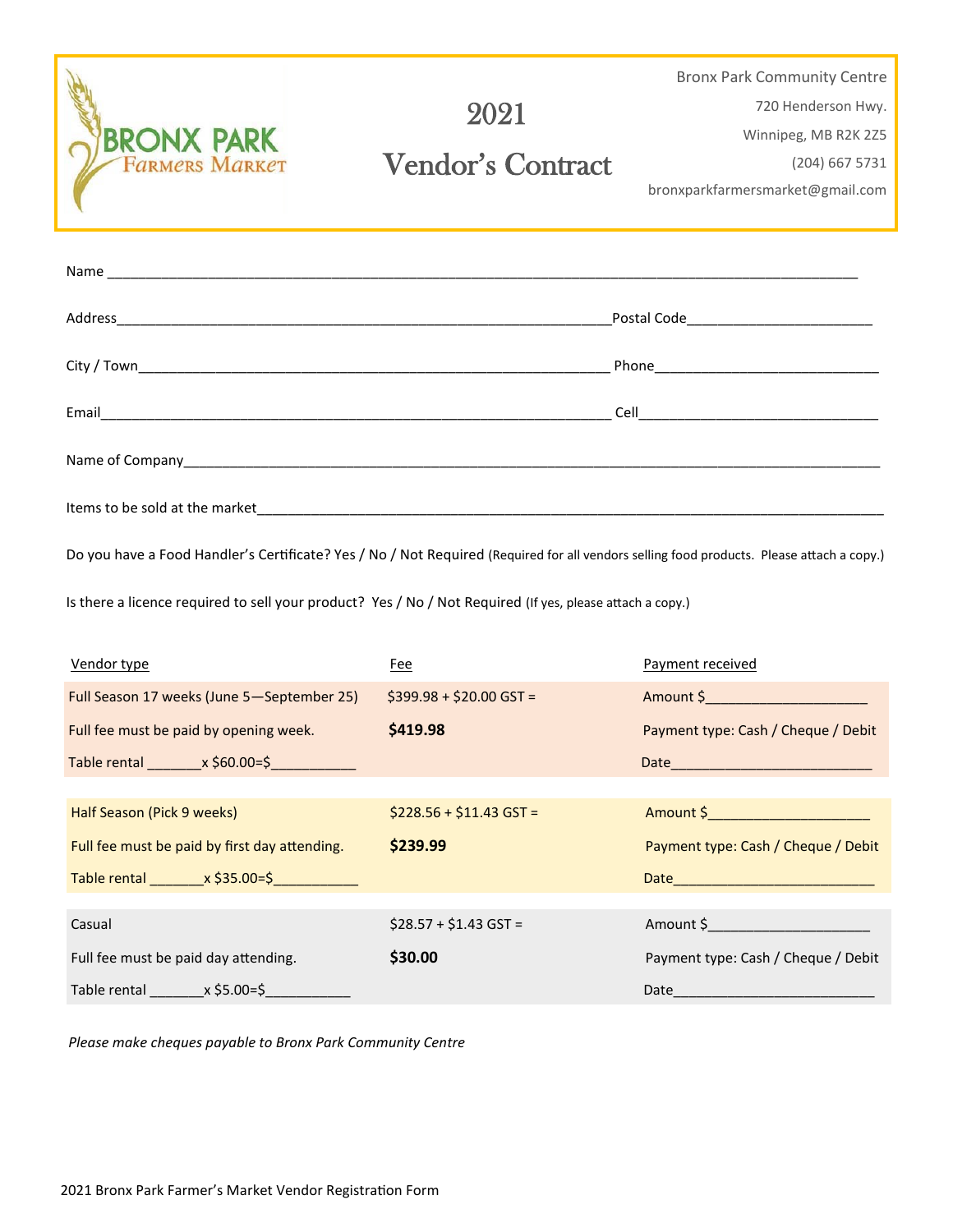BRONX PARK Farmers Market

# 2021 Vendor's Contract

Bronx Park Community Centre
720 Henderson Hwy.
Winnipeg, MB R2K 2Z5
(204) 667 5731
bronxparkfarmersmarket@gmail.com

Name ______________________________________________________________________________________

Address___________________________________________________________ Postal Code______________________

City / Town_______________________________________________________ Phone___________________________

Email_____________________________________________________________ Cell____________________________

Name of Company___________________________________________________________________________

Items to be sold at the market________________________________________________________________

Do you have a Food Handler's Certificate? Yes / No / Not Required (Required for all vendors selling food products. Please attach a copy.)

Is there a licence required to sell your product? Yes / No / Not Required (If yes, please attach a copy.)

| Vendor type | Fee | Payment received |
|---|---|---|
| Full Season 17 weeks (June 5—September 25) | $399.98 + $20.00 GST = | Amount $____________________ |
| Full fee must be paid by opening week. | **$419.98** | Payment type: Cash / Cheque / Debit |
| Table rental _______x $60.00=$__________ | | Date________________________ |
| Half Season (Pick 9 weeks) | $228.56 + $11.43 GST = | Amount $____________________ |
| Full fee must be paid by first day attending. | **$239.99** | Payment type: Cash / Cheque / Debit |
| Table rental _______x $35.00=$__________ | | Date________________________ |
| Casual | $28.57 + $1.43 GST = | Amount $____________________ |
| Full fee must be paid day attending. | **$30.00** | Payment type: Cash / Cheque / Debit |
| Table rental _______x $5.00=$__________ | | Date________________________ |

*Please make cheques payable to Bronx Park Community Centre*

2021 Bronx Park Farmer's Market Vendor Registration Form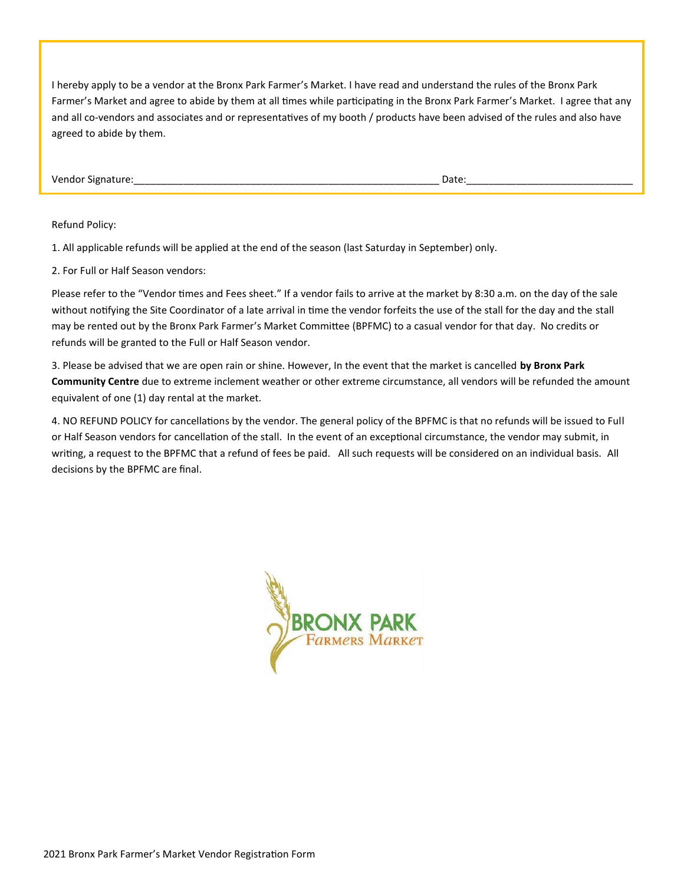I hereby apply to be a vendor at the Bronx Park Farmer's Market. I have read and understand the rules of the Bronx Park Farmer's Market and agree to abide by them at all times while participating in the Bronx Park Farmer's Market. I agree that any and all co-vendors and associates and or representatives of my booth / products have been advised of the rules and also have agreed to abide by them.

Vendor Signature:_______________________________________________________ Date:______________________________

Refund Policy:

1. All applicable refunds will be applied at the end of the season (last Saturday in September) only.

2. For Full or Half Season vendors:

Please refer to the "Vendor times and Fees sheet." If a vendor fails to arrive at the market by 8:30 a.m. on the day of the sale without notifying the Site Coordinator of a late arrival in time the vendor forfeits the use of the stall for the day and the stall may be rented out by the Bronx Park Farmer's Market Committee (BPFMC) to a casual vendor for that day. No credits or refunds will be granted to the Full or Half Season vendor.

3. Please be advised that we are open rain or shine. However, In the event that the market is cancelled **by Bronx Park Community Centre** due to extreme inclement weather or other extreme circumstance, all vendors will be refunded the amount equivalent of one (1) day rental at the market.

4. NO REFUND POLICY for cancellations by the vendor. The general policy of the BPFMC is that no refunds will be issued to Full or Half Season vendors for cancellation of the stall. In the event of an exceptional circumstance, the vendor may submit, in writing, a request to the BPFMC that a refund of fees be paid. All such requests will be considered on an individual basis. All decisions by the BPFMC are final.

BRONX PARK
Farmers Market